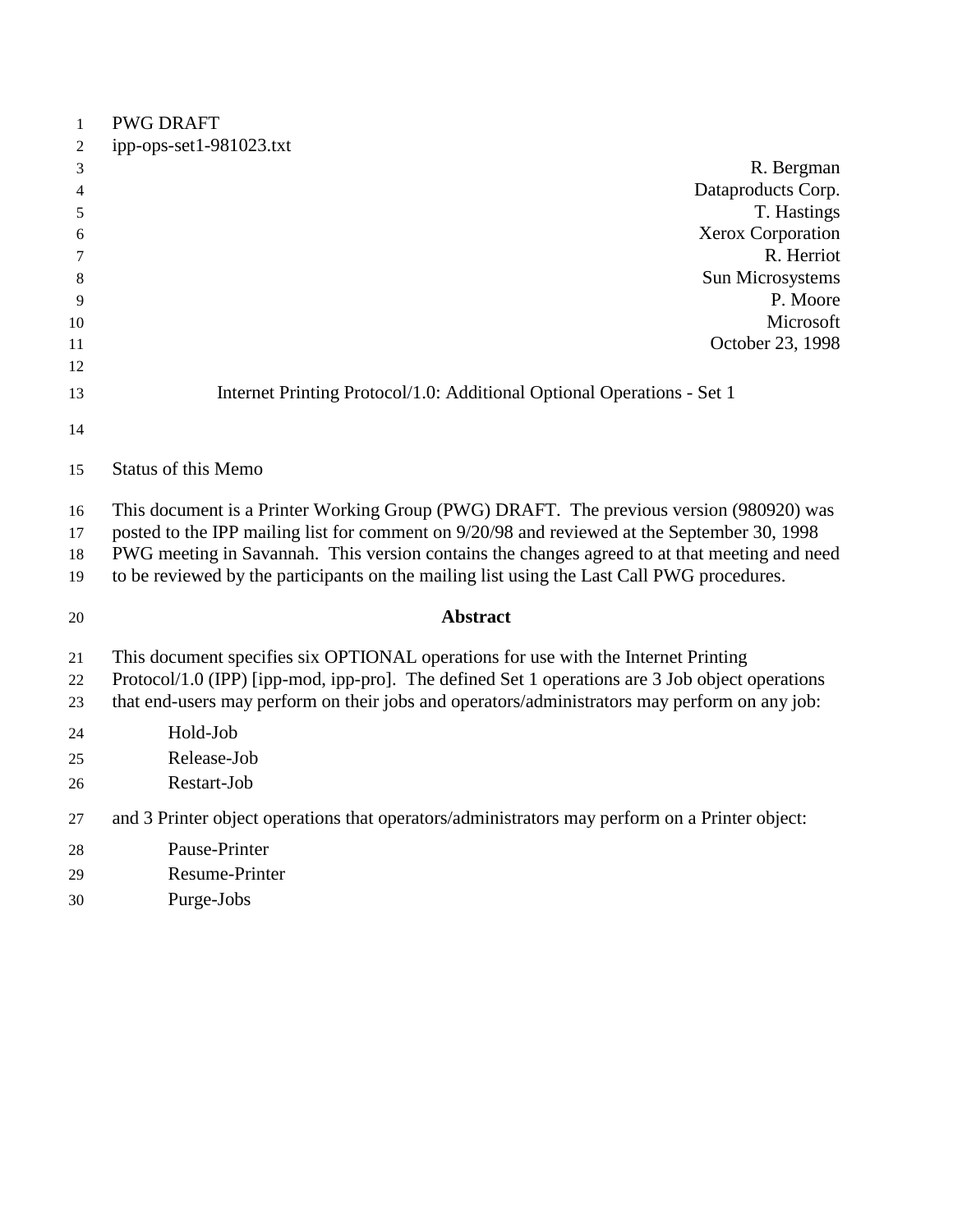PWG DRAFT
ipp-ops-set1-981023.txt

R. Bergman
Dataproducts Corp.
T. Hastings
Xerox Corporation
R. Herriot
Sun Microsystems
P. Moore
Microsoft
October 23, 1998

# Internet Printing Protocol/1.0: Additional Optional Operations - Set 1

## Status of this Memo

This document is a Printer Working Group (PWG) DRAFT. The previous version (980920) was posted to the IPP mailing list for comment on 9/20/98 and reviewed at the September 30, 1998 PWG meeting in Savannah. This version contains the changes agreed to at that meeting and need to be reviewed by the participants on the mailing list using the Last Call PWG procedures.

## Abstract

This document specifies six OPTIONAL operations for use with the Internet Printing Protocol/1.0 (IPP) [ipp-mod, ipp-pro]. The defined Set 1 operations are 3 Job object operations that end-users may perform on their jobs and operators/administrators may perform on any job:

- Hold-Job
- Release-Job
- Restart-Job

and 3 Printer object operations that operators/administrators may perform on a Printer object:

- Pause-Printer
- Resume-Printer
- Purge-Jobs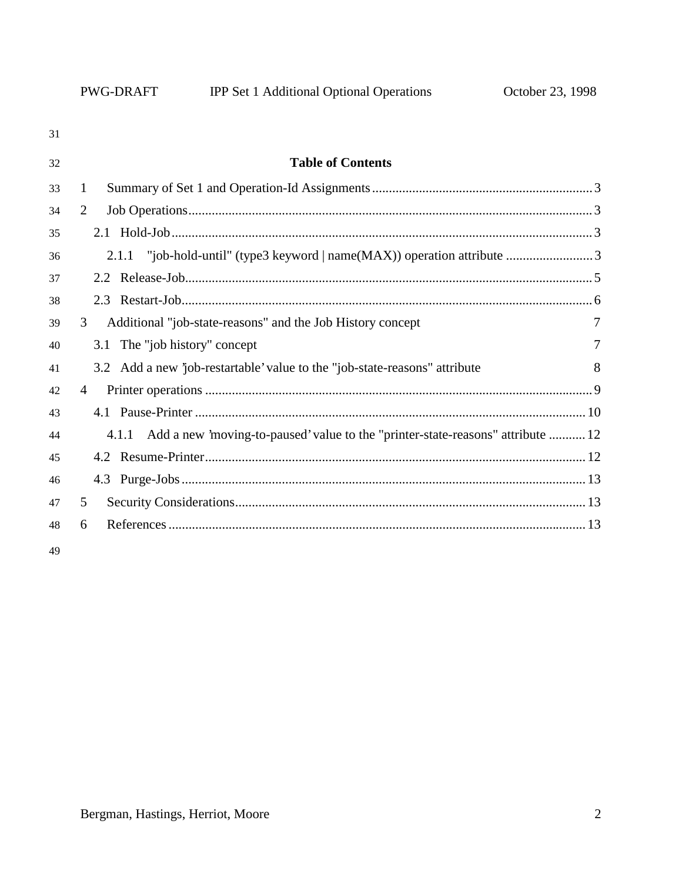## Table of Contents

1 Summary of Set 1 and Operation-Id Assignments ........ 3
2 Job Operations ........ 3
  2.1 Hold-Job ........ 3
    2.1.1 "job-hold-until" (type3 keyword | name(MAX)) operation attribute ........ 3
  2.2 Release-Job ........ 5
  2.3 Restart-Job ........ 6
3 Additional "job-state-reasons" and the Job History concept 7
  3.1 The "job history" concept 7
  3.2 Add a new 'job-restartable' value to the "job-state-reasons" attribute 8
4 Printer operations ........ 9
  4.1 Pause-Printer ........ 10
    4.1.1 Add a new 'moving-to-paused' value to the "printer-state-reasons" attribute ........ 12
  4.2 Resume-Printer ........ 12
  4.3 Purge-Jobs ........ 13
5 Security Considerations ........ 13
6 References ........ 13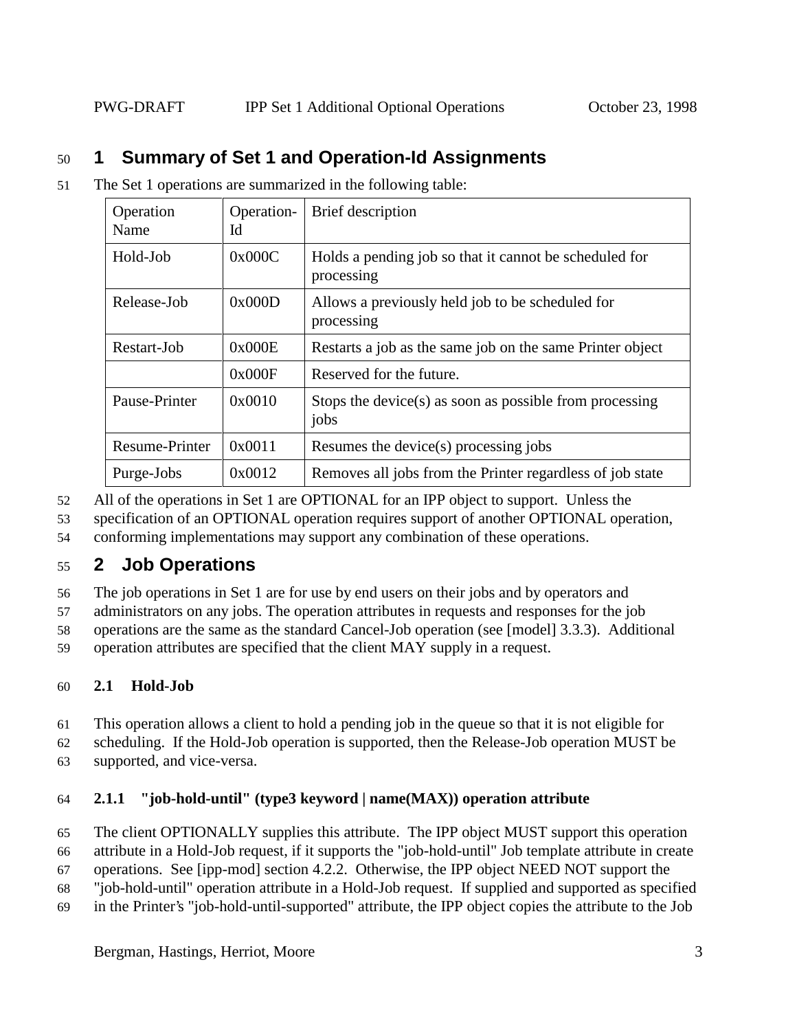# 1 Summary of Set 1 and Operation-Id Assignments

The Set 1 operations are summarized in the following table:

| Operation Name | Operation-Id | Brief description |
|---|---|---|
| Hold-Job | 0x000C | Holds a pending job so that it cannot be scheduled for processing |
| Release-Job | 0x000D | Allows a previously held job to be scheduled for processing |
| Restart-Job | 0x000E | Restarts a job as the same job on the same Printer object |
| | 0x000F | Reserved for the future. |
| Pause-Printer | 0x0010 | Stops the device(s) as soon as possible from processing jobs |
| Resume-Printer | 0x0011 | Resumes the device(s) processing jobs |
| Purge-Jobs | 0x0012 | Removes all jobs from the Printer regardless of job state |

All of the operations in Set 1 are OPTIONAL for an IPP object to support. Unless the specification of an OPTIONAL operation requires support of another OPTIONAL operation, conforming implementations may support any combination of these operations.

# 2 Job Operations

The job operations in Set 1 are for use by end users on their jobs and by operators and administrators on any jobs. The operation attributes in requests and responses for the job operations are the same as the standard Cancel-Job operation (see [model] 3.3.3). Additional operation attributes are specified that the client MAY supply in a request.

## 2.1 Hold-Job

This operation allows a client to hold a pending job in the queue so that it is not eligible for scheduling. If the Hold-Job operation is supported, then the Release-Job operation MUST be supported, and vice-versa.

### 2.1.1 "job-hold-until" (type3 keyword | name(MAX)) operation attribute

The client OPTIONALLY supplies this attribute. The IPP object MUST support this operation attribute in a Hold-Job request, if it supports the "job-hold-until" Job template attribute in create operations. See [ipp-mod] section 4.2.2. Otherwise, the IPP object NEED NOT support the "job-hold-until" operation attribute in a Hold-Job request. If supplied and supported as specified in the Printer's "job-hold-until-supported" attribute, the IPP object copies the attribute to the Job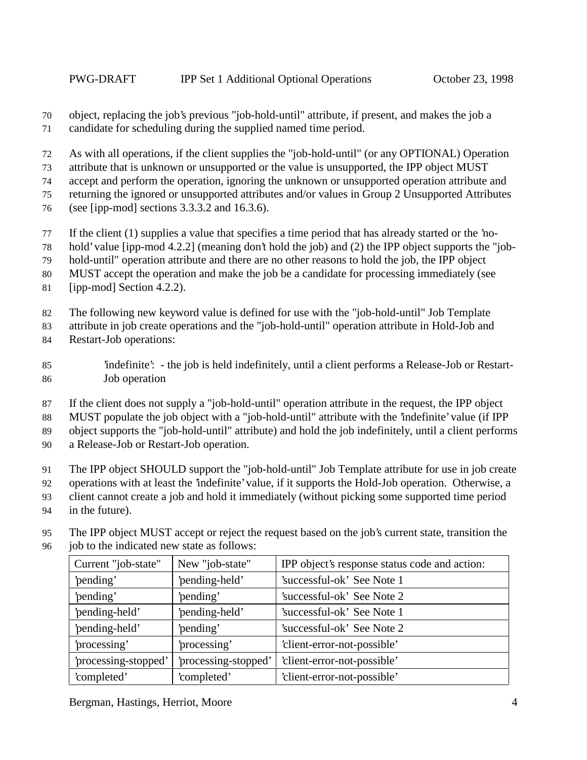object, replacing the job's previous "job-hold-until" attribute, if present, and makes the job a candidate for scheduling during the supplied named time period.

As with all operations, if the client supplies the "job-hold-until" (or any OPTIONAL) Operation attribute that is unknown or unsupported or the value is unsupported, the IPP object MUST accept and perform the operation, ignoring the unknown or unsupported operation attribute and returning the ignored or unsupported attributes and/or values in Group 2 Unsupported Attributes (see [ipp-mod] sections 3.3.3.2 and 16.3.6).

If the client (1) supplies a value that specifies a time period that has already started or the 'no-hold' value [ipp-mod 4.2.2] (meaning don't hold the job) and (2) the IPP object supports the "job-hold-until" operation attribute and there are no other reasons to hold the job, the IPP object MUST accept the operation and make the job be a candidate for processing immediately (see [ipp-mod] Section 4.2.2).

The following new keyword value is defined for use with the "job-hold-until" Job Template attribute in job create operations and the "job-hold-until" operation attribute in Hold-Job and Restart-Job operations:

> 'indefinite': - the job is held indefinitely, until a client performs a Release-Job or Restart-Job operation

If the client does not supply a "job-hold-until" operation attribute in the request, the IPP object MUST populate the job object with a "job-hold-until" attribute with the 'indefinite' value (if IPP object supports the "job-hold-until" attribute) and hold the job indefinitely, until a client performs a Release-Job or Restart-Job operation.

The IPP object SHOULD support the "job-hold-until" Job Template attribute for use in job create operations with at least the 'indefinite' value, if it supports the Hold-Job operation. Otherwise, a client cannot create a job and hold it immediately (without picking some supported time period in the future).

The IPP object MUST accept or reject the request based on the job's current state, transition the job to the indicated new state as follows:

| Current "job-state" | New "job-state" | IPP object's response status code and action: |
|---|---|---|
| 'pending' | 'pending-held' | 'successful-ok' See Note 1 |
| 'pending' | 'pending' | 'successful-ok' See Note 2 |
| 'pending-held' | 'pending-held' | 'successful-ok' See Note 1 |
| 'pending-held' | 'pending' | 'successful-ok' See Note 2 |
| 'processing' | 'processing' | 'client-error-not-possible' |
| 'processing-stopped' | 'processing-stopped' | 'client-error-not-possible' |
| 'completed' | 'completed' | 'client-error-not-possible' |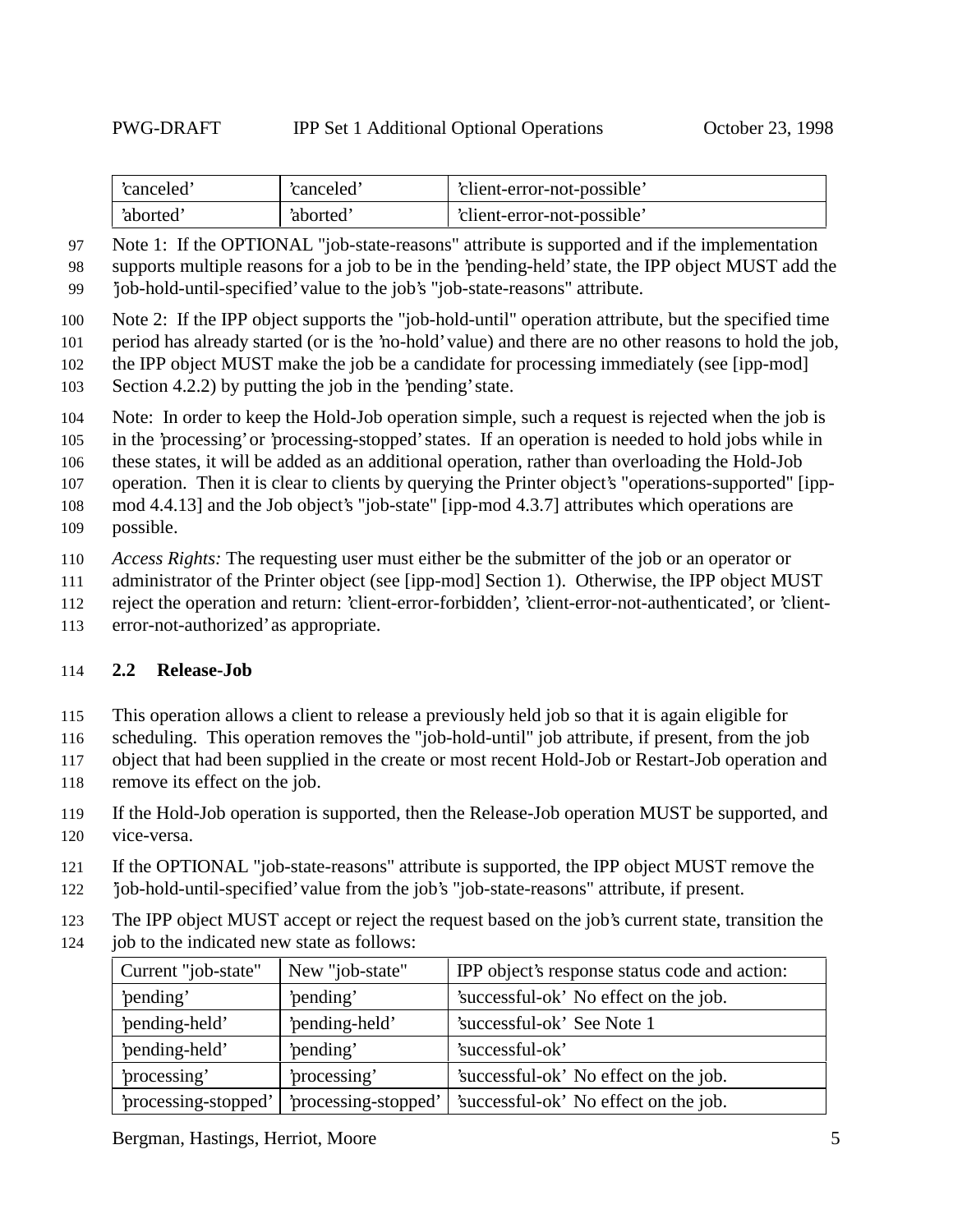| 'canceled' | 'canceled' | 'client-error-not-possible' |
|---|---|---|
| 'aborted' | 'aborted' | 'client-error-not-possible' |

Note 1: If the OPTIONAL "job-state-reasons" attribute is supported and if the implementation supports multiple reasons for a job to be in the 'pending-held' state, the IPP object MUST add the 'job-hold-until-specified' value to the job's "job-state-reasons" attribute.

Note 2: If the IPP object supports the "job-hold-until" operation attribute, but the specified time period has already started (or is the 'no-hold' value) and there are no other reasons to hold the job, the IPP object MUST make the job be a candidate for processing immediately (see [ipp-mod] Section 4.2.2) by putting the job in the 'pending' state.

Note: In order to keep the Hold-Job operation simple, such a request is rejected when the job is in the 'processing' or 'processing-stopped' states. If an operation is needed to hold jobs while in these states, it will be added as an additional operation, rather than overloading the Hold-Job operation. Then it is clear to clients by querying the Printer object's "operations-supported" [ipp-mod 4.4.13] and the Job object's "job-state" [ipp-mod 4.3.7] attributes which operations are possible.

*Access Rights:* The requesting user must either be the submitter of the job or an operator or administrator of the Printer object (see [ipp-mod] Section 1). Otherwise, the IPP object MUST reject the operation and return: 'client-error-forbidden', 'client-error-not-authenticated', or 'client-error-not-authorized' as appropriate.

### 2.2 Release-Job

This operation allows a client to release a previously held job so that it is again eligible for scheduling. This operation removes the "job-hold-until" job attribute, if present, from the job object that had been supplied in the create or most recent Hold-Job or Restart-Job operation and remove its effect on the job.

If the Hold-Job operation is supported, then the Release-Job operation MUST be supported, and vice-versa.

If the OPTIONAL "job-state-reasons" attribute is supported, the IPP object MUST remove the 'job-hold-until-specified' value from the job's "job-state-reasons" attribute, if present.

The IPP object MUST accept or reject the request based on the job's current state, transition the job to the indicated new state as follows:

| Current "job-state" | New "job-state" | IPP object's response status code and action: |
|---|---|---|
| 'pending' | 'pending' | 'successful-ok' No effect on the job. |
| 'pending-held' | 'pending-held' | 'successful-ok' See Note 1 |
| 'pending-held' | 'pending' | 'successful-ok' |
| 'processing' | 'processing' | 'successful-ok' No effect on the job. |
| 'processing-stopped' | 'processing-stopped' | 'successful-ok' No effect on the job. |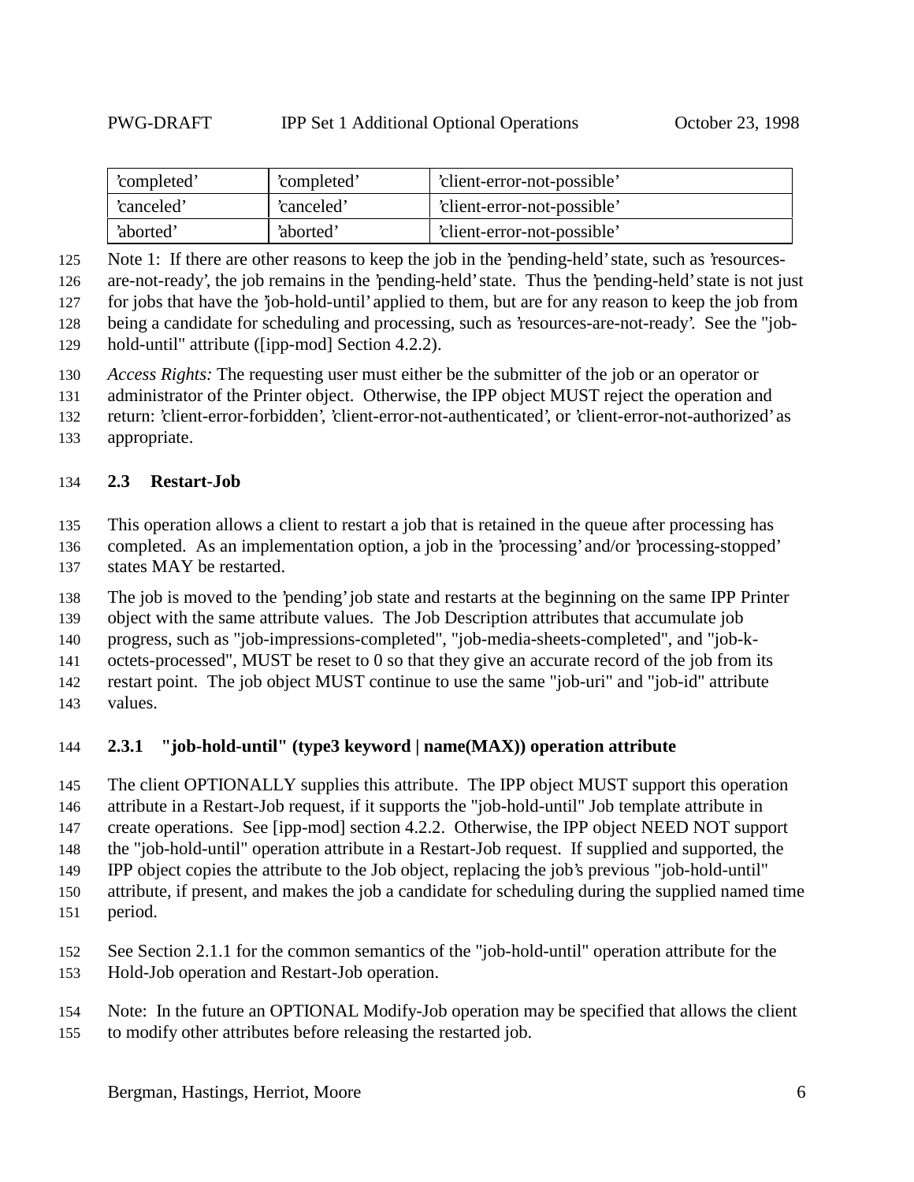| 'completed' | 'completed' | 'client-error-not-possible' |
|---|---|---|
| 'canceled' | 'canceled' | 'client-error-not-possible' |
| 'aborted' | 'aborted' | 'client-error-not-possible' |

Note 1: If there are other reasons to keep the job in the 'pending-held' state, such as 'resources-are-not-ready', the job remains in the 'pending-held' state. Thus the 'pending-held' state is not just for jobs that have the 'job-hold-until' applied to them, but are for any reason to keep the job from being a candidate for scheduling and processing, such as 'resources-are-not-ready'. See the "job-hold-until" attribute ([ipp-mod] Section 4.2.2).

*Access Rights:* The requesting user must either be the submitter of the job or an operator or administrator of the Printer object. Otherwise, the IPP object MUST reject the operation and return: 'client-error-forbidden', 'client-error-not-authenticated', or 'client-error-not-authorized' as appropriate.

## 2.3 Restart-Job

This operation allows a client to restart a job that is retained in the queue after processing has completed. As an implementation option, a job in the 'processing' and/or 'processing-stopped' states MAY be restarted.

The job is moved to the 'pending' job state and restarts at the beginning on the same IPP Printer object with the same attribute values. The Job Description attributes that accumulate job progress, such as "job-impressions-completed", "job-media-sheets-completed", and "job-k-octets-processed", MUST be reset to 0 so that they give an accurate record of the job from its restart point. The job object MUST continue to use the same "job-uri" and "job-id" attribute values.

### 2.3.1 "job-hold-until" (type3 keyword | name(MAX)) operation attribute

The client OPTIONALLY supplies this attribute. The IPP object MUST support this operation attribute in a Restart-Job request, if it supports the "job-hold-until" Job template attribute in create operations. See [ipp-mod] section 4.2.2. Otherwise, the IPP object NEED NOT support the "job-hold-until" operation attribute in a Restart-Job request. If supplied and supported, the IPP object copies the attribute to the Job object, replacing the job's previous "job-hold-until" attribute, if present, and makes the job a candidate for scheduling during the supplied named time period.

See Section 2.1.1 for the common semantics of the "job-hold-until" operation attribute for the Hold-Job operation and Restart-Job operation.

Note: In the future an OPTIONAL Modify-Job operation may be specified that allows the client to modify other attributes before releasing the restarted job.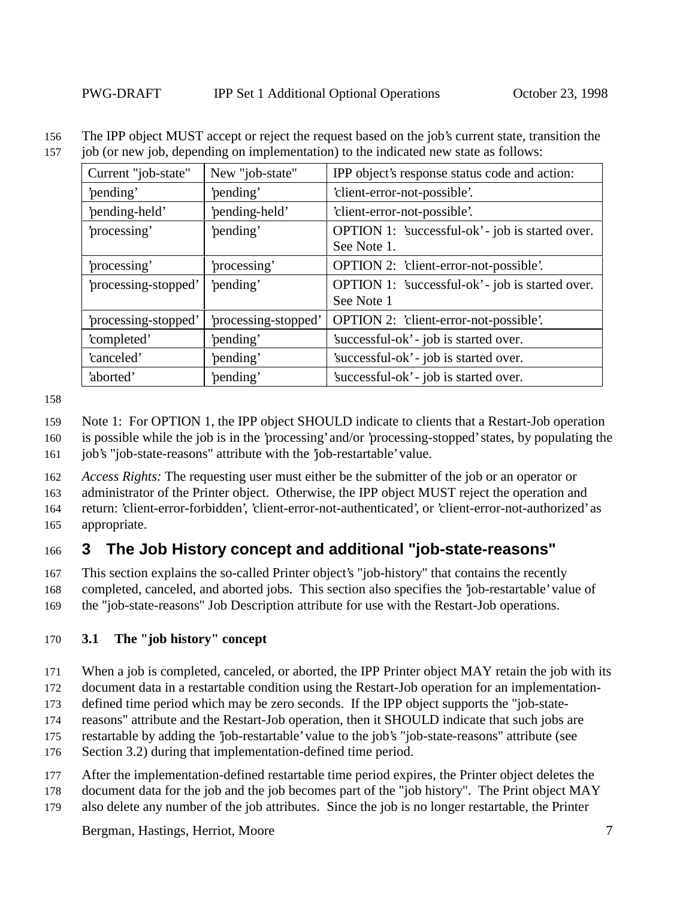The IPP object MUST accept or reject the request based on the job's current state, transition the job (or new job, depending on implementation) to the indicated new state as follows:

| Current "job-state" | New "job-state" | IPP object's response status code and action: |
|---|---|---|
| 'pending' | 'pending' | 'client-error-not-possible'. |
| 'pending-held' | 'pending-held' | 'client-error-not-possible'. |
| 'processing' | 'pending' | OPTION 1: 'successful-ok' - job is started over. See Note 1. |
| 'processing' | 'processing' | OPTION 2: 'client-error-not-possible'. |
| 'processing-stopped' | 'pending' | OPTION 1: 'successful-ok' - job is started over. See Note 1 |
| 'processing-stopped' | 'processing-stopped' | OPTION 2: 'client-error-not-possible'. |
| 'completed' | 'pending' | 'successful-ok' - job is started over. |
| 'canceled' | 'pending' | 'successful-ok' - job is started over. |
| 'aborted' | 'pending' | 'successful-ok' - job is started over. |

Note 1: For OPTION 1, the IPP object SHOULD indicate to clients that a Restart-Job operation is possible while the job is in the 'processing' and/or 'processing-stopped' states, by populating the job's "job-state-reasons" attribute with the 'job-restartable' value.

*Access Rights:* The requesting user must either be the submitter of the job or an operator or administrator of the Printer object. Otherwise, the IPP object MUST reject the operation and return: 'client-error-forbidden', 'client-error-not-authenticated', or 'client-error-not-authorized' as appropriate.

# 3 The Job History concept and additional "job-state-reasons"

This section explains the so-called Printer object's "job-history" that contains the recently completed, canceled, and aborted jobs. This section also specifies the 'job-restartable' value of the "job-state-reasons" Job Description attribute for use with the Restart-Job operations.

## 3.1 The "job history" concept

When a job is completed, canceled, or aborted, the IPP Printer object MAY retain the job with its document data in a restartable condition using the Restart-Job operation for an implementation-defined time period which may be zero seconds. If the IPP object supports the "job-state-reasons" attribute and the Restart-Job operation, then it SHOULD indicate that such jobs are restartable by adding the 'job-restartable' value to the job's "job-state-reasons" attribute (see Section 3.2) during that implementation-defined time period.

After the implementation-defined restartable time period expires, the Printer object deletes the document data for the job and the job becomes part of the "job history". The Print object MAY also delete any number of the job attributes. Since the job is no longer restartable, the Printer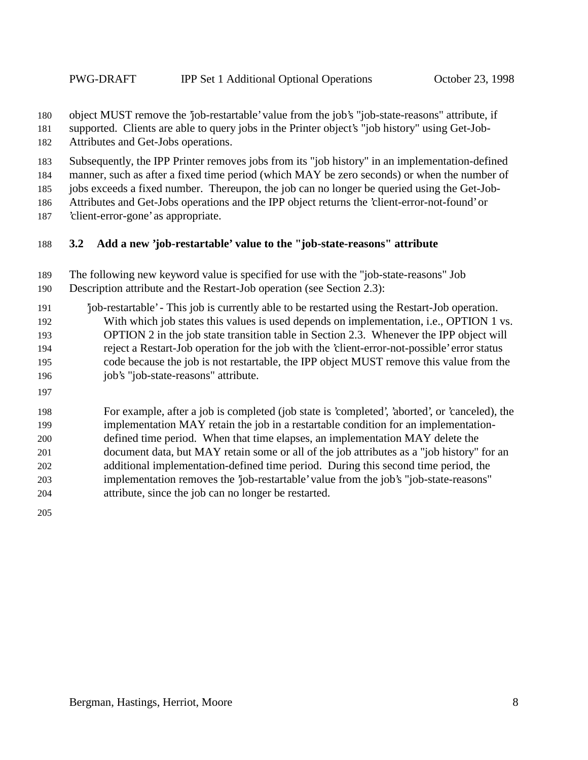object MUST remove the 'job-restartable' value from the job's "job-state-reasons" attribute, if supported. Clients are able to query jobs in the Printer object's "job history" using Get-Job-Attributes and Get-Jobs operations.

Subsequently, the IPP Printer removes jobs from its "job history" in an implementation-defined manner, such as after a fixed time period (which MAY be zero seconds) or when the number of jobs exceeds a fixed number. Thereupon, the job can no longer be queried using the Get-Job-Attributes and Get-Jobs operations and the IPP object returns the 'client-error-not-found' or 'client-error-gone' as appropriate.

## 3.2 Add a new 'job-restartable' value to the "job-state-reasons" attribute

The following new keyword value is specified for use with the "job-state-reasons" Job Description attribute and the Restart-Job operation (see Section 2.3):

'job-restartable' - This job is currently able to be restarted using the Restart-Job operation. With which job states this values is used depends on implementation, i.e., OPTION 1 vs. OPTION 2 in the job state transition table in Section 2.3. Whenever the IPP object will reject a Restart-Job operation for the job with the 'client-error-not-possible' error status code because the job is not restartable, the IPP object MUST remove this value from the job's "job-state-reasons" attribute.

For example, after a job is completed (job state is 'completed', 'aborted', or 'canceled), the implementation MAY retain the job in a restartable condition for an implementation-defined time period. When that time elapses, an implementation MAY delete the document data, but MAY retain some or all of the job attributes as a "job history" for an additional implementation-defined time period. During this second time period, the implementation removes the 'job-restartable' value from the job's "job-state-reasons" attribute, since the job can no longer be restarted.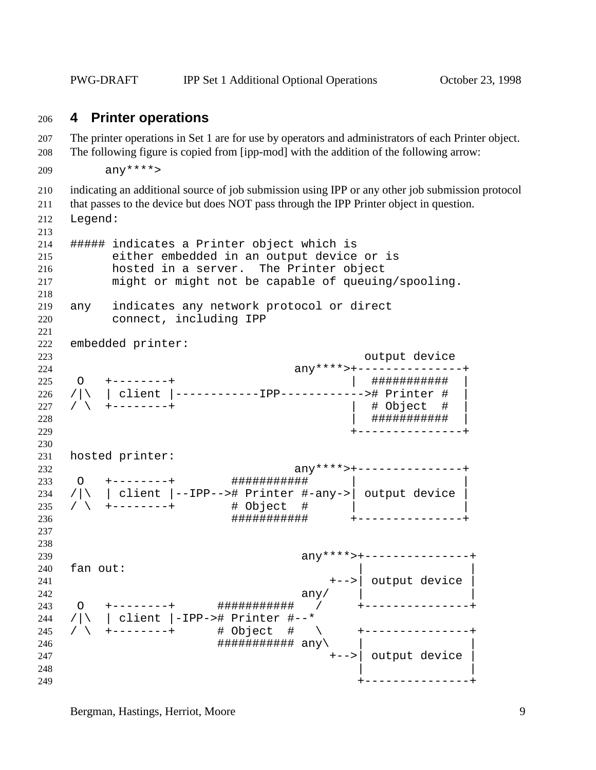## 4 Printer operations

The printer operations in Set 1 are for use by operators and administrators of each Printer object. The following figure is copied from [ipp-mod] with the addition of the following arrow:

```
     any****>
```

indicating an additional source of job submission using IPP or any other job submission protocol that passes to the device but does NOT pass through the IPP Printer object in question.

```
Legend:

##### indicates a Printer object which is
      either embedded in an output device or is
      hosted in a server.  The Printer object
      might or might not be capable of queuing/spooling.

any   indicates any network protocol or direct
      connect, including IPP

embedded printer:
                                           output device
                                 any****>+---------------+
 O   +--------+                          |  ###########  |
/|\  | client |------------IPP------------># Printer #  |
/ \  +--------+                          |  # Object  #  |
                                         |  ###########  |
                                         +---------------+

hosted printer:
                                 any****>+---------------+
 O   +--------+        ###########       |               |
/|\  | client |--IPP--># Printer #-any->| output device |
/ \  +--------+        # Object  #       |               |
                       ###########       +---------------+


                                  any****>+---------------+
fan out:                                  |               |
                                      +-->| output device |
                                  any/    |               |
 O   +--------+      ###########   /      +---------------+
/|\  | client |-IPP-># Printer #--*
/ \  +--------+      # Object  #   \      +---------------+
                     ########### any\     |               |
                                      +-->| output device |
                                          |               |
                                          +---------------+
```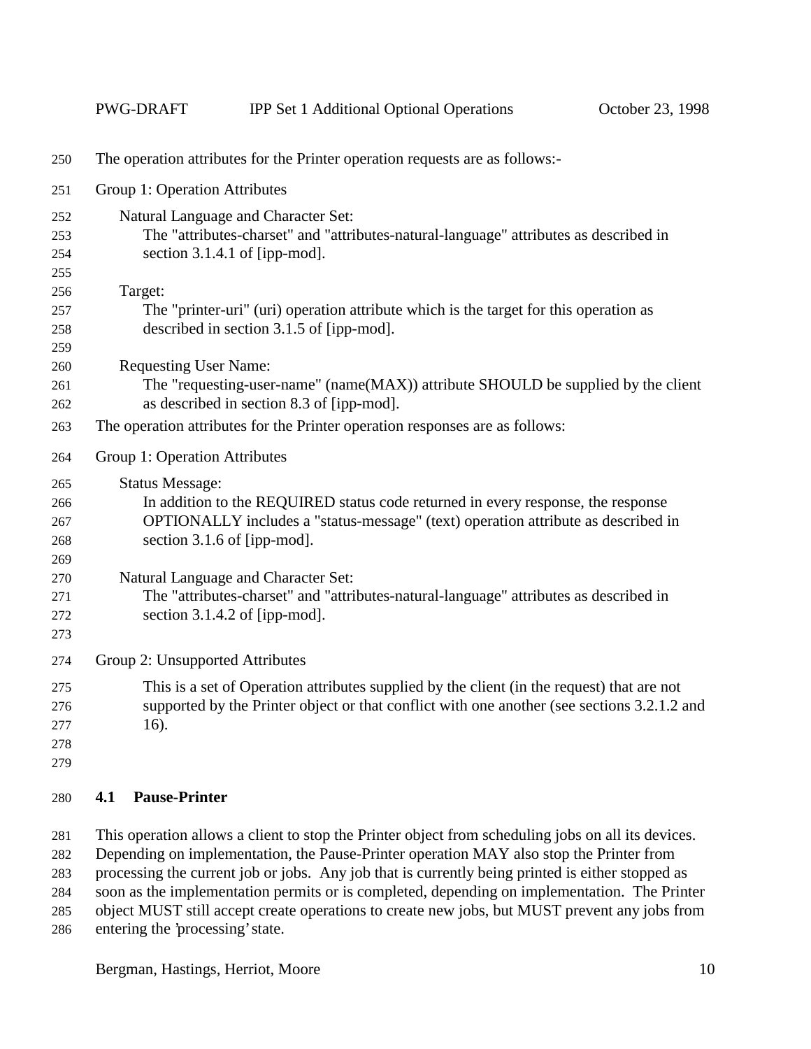The operation attributes for the Printer operation requests are as follows:-

Group 1: Operation Attributes

Natural Language and Character Set:
The "attributes-charset" and "attributes-natural-language" attributes as described in section 3.1.4.1 of [ipp-mod].

Target:
The "printer-uri" (uri) operation attribute which is the target for this operation as described in section 3.1.5 of [ipp-mod].

Requesting User Name:
The "requesting-user-name" (name(MAX)) attribute SHOULD be supplied by the client as described in section 8.3 of [ipp-mod].

The operation attributes for the Printer operation responses are as follows:

Group 1: Operation Attributes

Status Message:
In addition to the REQUIRED status code returned in every response, the response OPTIONALLY includes a "status-message" (text) operation attribute as described in section 3.1.6 of [ipp-mod].

Natural Language and Character Set:
The "attributes-charset" and "attributes-natural-language" attributes as described in section 3.1.4.2 of [ipp-mod].

Group 2: Unsupported Attributes

This is a set of Operation attributes supplied by the client (in the request) that are not supported by the Printer object or that conflict with one another (see sections 3.2.1.2 and 16).

## 4.1 Pause-Printer

This operation allows a client to stop the Printer object from scheduling jobs on all its devices. Depending on implementation, the Pause-Printer operation MAY also stop the Printer from processing the current job or jobs. Any job that is currently being printed is either stopped as soon as the implementation permits or is completed, depending on implementation. The Printer object MUST still accept create operations to create new jobs, but MUST prevent any jobs from entering the 'processing' state.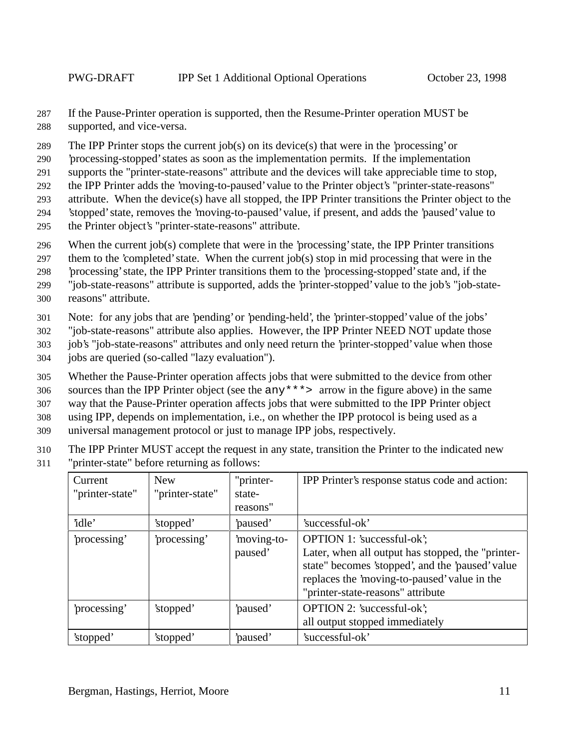If the Pause-Printer operation is supported, then the Resume-Printer operation MUST be supported, and vice-versa.

The IPP Printer stops the current job(s) on its device(s) that were in the 'processing' or 'processing-stopped' states as soon as the implementation permits. If the implementation supports the "printer-state-reasons" attribute and the devices will take appreciable time to stop, the IPP Printer adds the 'moving-to-paused' value to the Printer object's "printer-state-reasons" attribute. When the device(s) have all stopped, the IPP Printer transitions the Printer object to the 'stopped' state, removes the 'moving-to-paused' value, if present, and adds the 'paused' value to the Printer object's "printer-state-reasons" attribute.

When the current job(s) complete that were in the 'processing' state, the IPP Printer transitions them to the 'completed' state. When the current job(s) stop in mid processing that were in the 'processing' state, the IPP Printer transitions them to the 'processing-stopped' state and, if the "job-state-reasons" attribute is supported, adds the 'printer-stopped' value to the job's "job-state-reasons" attribute.

Note: for any jobs that are 'pending' or 'pending-held', the 'printer-stopped' value of the jobs' "job-state-reasons" attribute also applies. However, the IPP Printer NEED NOT update those job's "job-state-reasons" attributes and only need return the 'printer-stopped' value when those jobs are queried (so-called "lazy evaluation").

Whether the Pause-Printer operation affects jobs that were submitted to the device from other sources than the IPP Printer object (see the `any***>` arrow in the figure above) in the same way that the Pause-Printer operation affects jobs that were submitted to the IPP Printer object using IPP, depends on implementation, i.e., on whether the IPP protocol is being used as a universal management protocol or just to manage IPP jobs, respectively.

The IPP Printer MUST accept the request in any state, transition the Printer to the indicated new "printer-state" before returning as follows:

| Current "printer-state" | New "printer-state" | "printer-state-reasons" | IPP Printer's response status code and action: |
|---|---|---|---|
| 'idle' | 'stopped' | 'paused' | 'successful-ok' |
| 'processing' | 'processing' | 'moving-to-paused' | OPTION 1: 'successful-ok'; Later, when all output has stopped, the "printer-state" becomes 'stopped', and the 'paused' value replaces the 'moving-to-paused' value in the "printer-state-reasons" attribute |
| 'processing' | 'stopped' | 'paused' | OPTION 2: 'successful-ok'; all output stopped immediately |
| 'stopped' | 'stopped' | 'paused' | 'successful-ok' |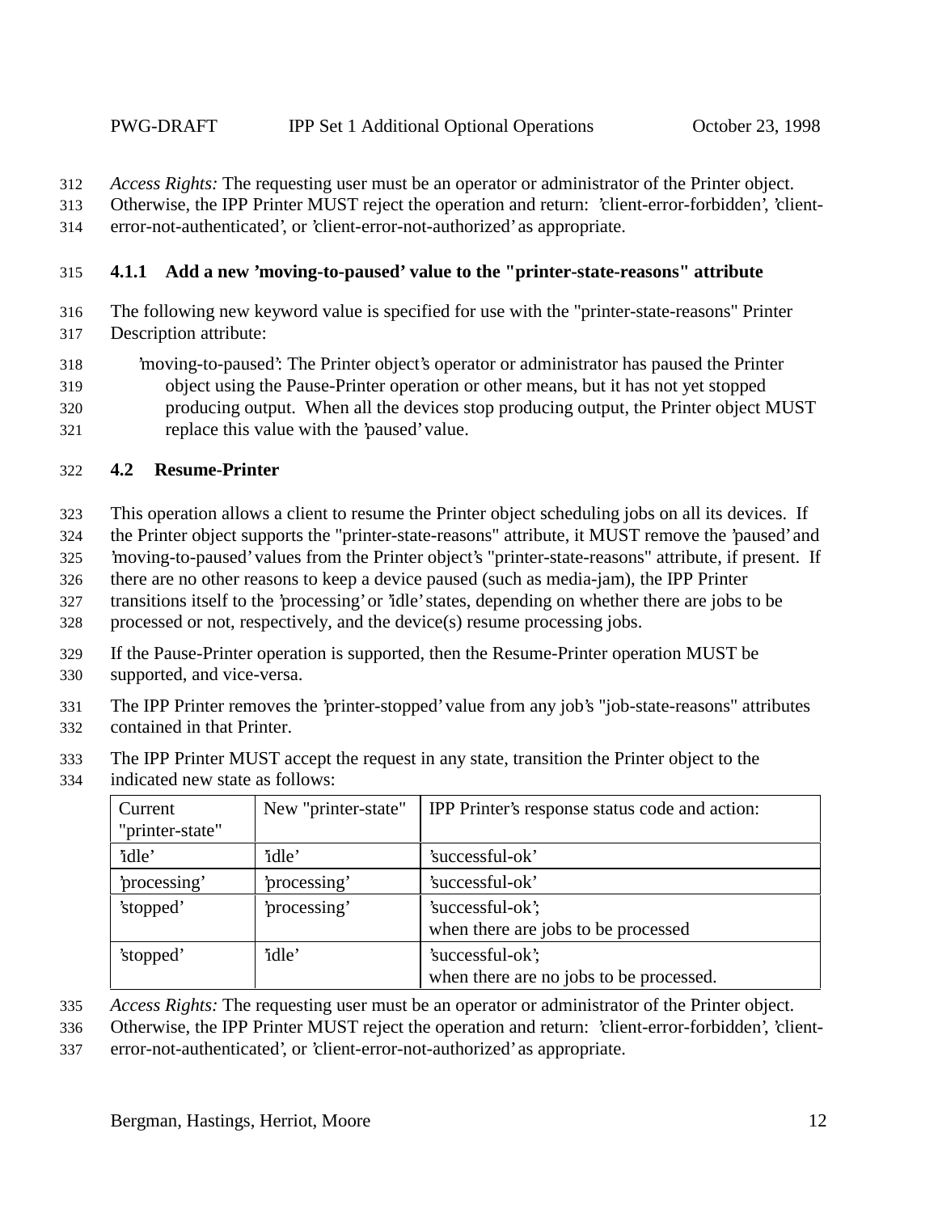*Access Rights:* The requesting user must be an operator or administrator of the Printer object. Otherwise, the IPP Printer MUST reject the operation and return: 'client-error-forbidden', 'client-error-not-authenticated', or 'client-error-not-authorized' as appropriate.

### 4.1.1 Add a new 'moving-to-paused' value to the "printer-state-reasons" attribute

The following new keyword value is specified for use with the "printer-state-reasons" Printer Description attribute:

'moving-to-paused': The Printer object's operator or administrator has paused the Printer object using the Pause-Printer operation or other means, but it has not yet stopped producing output. When all the devices stop producing output, the Printer object MUST replace this value with the 'paused' value.

## 4.2 Resume-Printer

This operation allows a client to resume the Printer object scheduling jobs on all its devices. If the Printer object supports the "printer-state-reasons" attribute, it MUST remove the 'paused' and 'moving-to-paused' values from the Printer object's "printer-state-reasons" attribute, if present. If there are no other reasons to keep a device paused (such as media-jam), the IPP Printer transitions itself to the 'processing' or 'idle' states, depending on whether there are jobs to be processed or not, respectively, and the device(s) resume processing jobs.

If the Pause-Printer operation is supported, then the Resume-Printer operation MUST be supported, and vice-versa.

The IPP Printer removes the 'printer-stopped' value from any job's "job-state-reasons" attributes contained in that Printer.

The IPP Printer MUST accept the request in any state, transition the Printer object to the indicated new state as follows:

| Current "printer-state" | New "printer-state" | IPP Printer's response status code and action: |
|---|---|---|
| 'idle' | 'idle' | 'successful-ok' |
| 'processing' | 'processing' | 'successful-ok' |
| 'stopped' | 'processing' | 'successful-ok'; when there are jobs to be processed |
| 'stopped' | 'idle' | 'successful-ok'; when there are no jobs to be processed. |

*Access Rights:* The requesting user must be an operator or administrator of the Printer object. Otherwise, the IPP Printer MUST reject the operation and return: 'client-error-forbidden', 'client-error-not-authenticated', or 'client-error-not-authorized' as appropriate.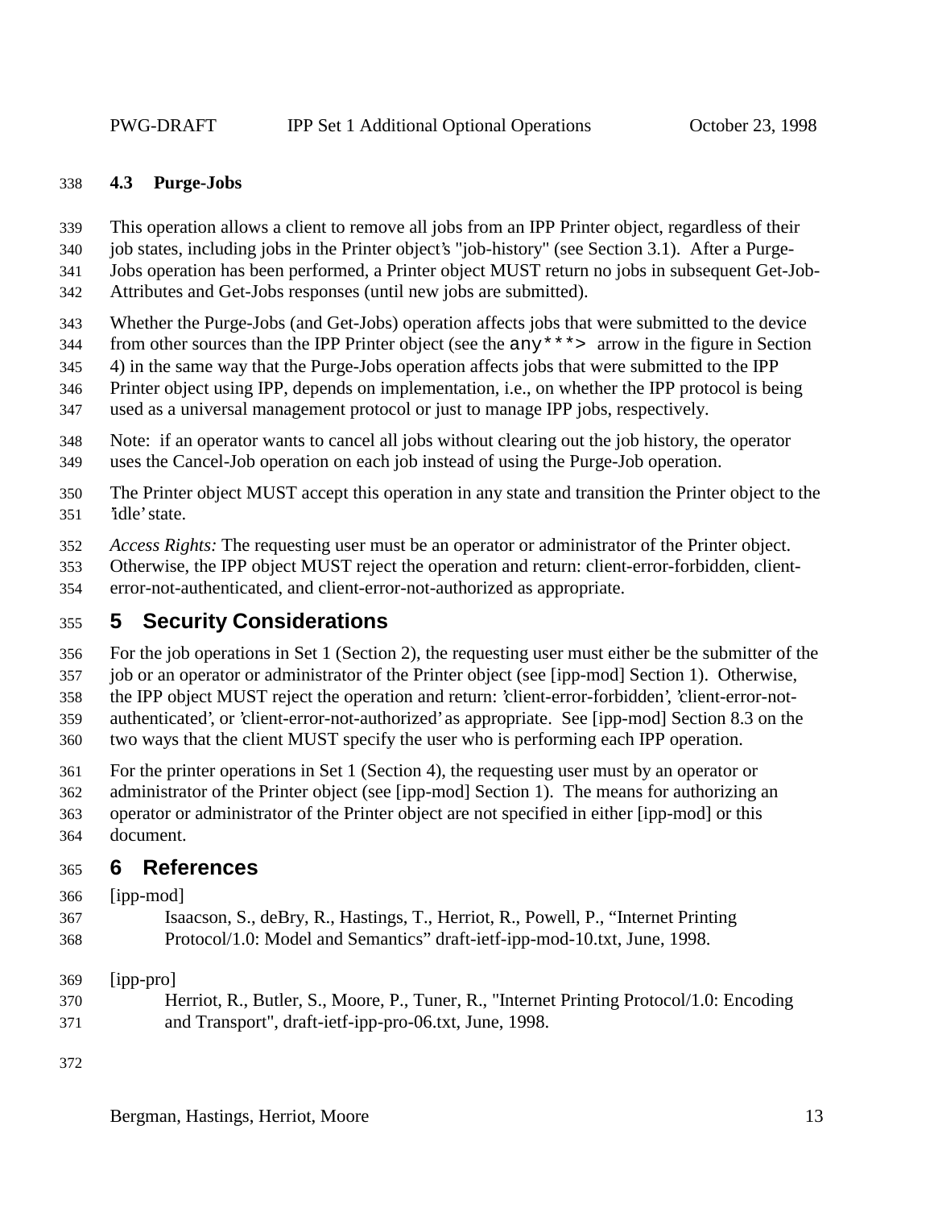### 4.3 Purge-Jobs

This operation allows a client to remove all jobs from an IPP Printer object, regardless of their job states, including jobs in the Printer object's "job-history" (see Section 3.1). After a Purge-Jobs operation has been performed, a Printer object MUST return no jobs in subsequent Get-Job-Attributes and Get-Jobs responses (until new jobs are submitted).

Whether the Purge-Jobs (and Get-Jobs) operation affects jobs that were submitted to the device from other sources than the IPP Printer object (see the `any***>` arrow in the figure in Section 4) in the same way that the Purge-Jobs operation affects jobs that were submitted to the IPP Printer object using IPP, depends on implementation, i.e., on whether the IPP protocol is being used as a universal management protocol or just to manage IPP jobs, respectively.

Note: if an operator wants to cancel all jobs without clearing out the job history, the operator uses the Cancel-Job operation on each job instead of using the Purge-Job operation.

The Printer object MUST accept this operation in any state and transition the Printer object to the 'idle' state.

*Access Rights:* The requesting user must be an operator or administrator of the Printer object. Otherwise, the IPP object MUST reject the operation and return: client-error-forbidden, client-error-not-authenticated, and client-error-not-authorized as appropriate.

## 5 Security Considerations

For the job operations in Set 1 (Section 2), the requesting user must either be the submitter of the job or an operator or administrator of the Printer object (see [ipp-mod] Section 1). Otherwise, the IPP object MUST reject the operation and return: 'client-error-forbidden', 'client-error-not-authenticated', or 'client-error-not-authorized' as appropriate. See [ipp-mod] Section 8.3 on the two ways that the client MUST specify the user who is performing each IPP operation.

For the printer operations in Set 1 (Section 4), the requesting user must by an operator or administrator of the Printer object (see [ipp-mod] Section 1). The means for authorizing an operator or administrator of the Printer object are not specified in either [ipp-mod] or this document.

## 6 References

[ipp-mod]
Isaacson, S., deBry, R., Hastings, T., Herriot, R., Powell, P., "Internet Printing Protocol/1.0: Model and Semantics" draft-ietf-ipp-mod-10.txt, June, 1998.

[ipp-pro]
Herriot, R., Butler, S., Moore, P., Tuner, R., "Internet Printing Protocol/1.0: Encoding and Transport", draft-ietf-ipp-pro-06.txt, June, 1998.